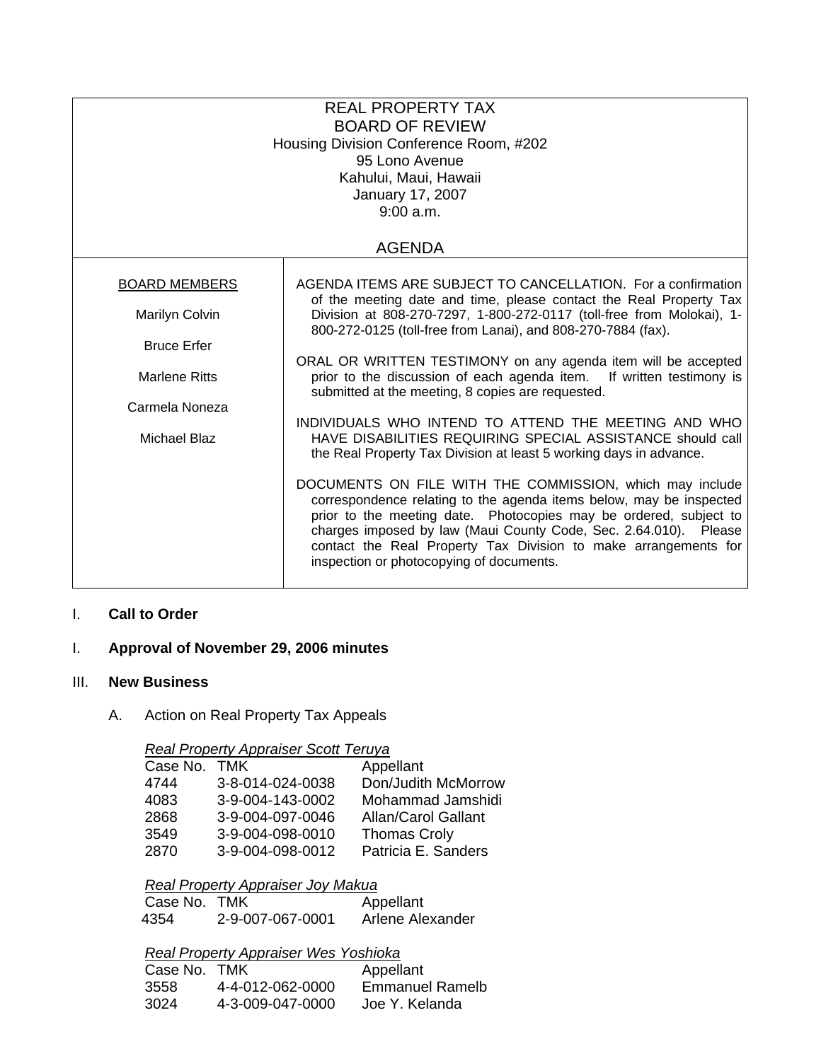# REAL PROPERTY TAX
# BOARD OF REVIEW

Housing Division Conference Room, #202
95 Lono Avenue
Kahului, Maui, Hawaii
January 17, 2007
9:00 a.m.

## AGENDA

| BOARD MEMBERS | |
|---|---|
| Marilyn Colvin<br><br>Bruce Erfer<br><br>Marlene Ritts<br><br>Carmela Noneza<br><br>Michael Blaz | AGENDA ITEMS ARE SUBJECT TO CANCELLATION. For a confirmation of the meeting date and time, please contact the Real Property Tax Division at 808-270-7297, 1-800-272-0117 (toll-free from Molokai), 1-800-272-0125 (toll-free from Lanai), and 808-270-7884 (fax).<br><br>ORAL OR WRITTEN TESTIMONY on any agenda item will be accepted prior to the discussion of each agenda item. If written testimony is submitted at the meeting, 8 copies are requested.<br><br>INDIVIDUALS WHO INTEND TO ATTEND THE MEETING AND WHO HAVE DISABILITIES REQUIRING SPECIAL ASSISTANCE should call the Real Property Tax Division at least 5 working days in advance.<br><br>DOCUMENTS ON FILE WITH THE COMMISSION, which may include correspondence relating to the agenda items below, may be inspected prior to the meeting date. Photocopies may be ordered, subject to charges imposed by law (Maui County Code, Sec. 2.64.010). Please contact the Real Property Tax Division to make arrangements for inspection or photocopying of documents. |

I. **Call to Order**

I. **Approval of November 29, 2006 minutes**

III. **New Business**

A. Action on Real Property Tax Appeals

*Real Property Appraiser Scott Teruya*

| Case No. | TMK | Appellant |
|---|---|---|
| 4744 | 3-8-014-024-0038 | Don/Judith McMorrow |
| 4083 | 3-9-004-143-0002 | Mohammad Jamshidi |
| 2868 | 3-9-004-097-0046 | Allan/Carol Gallant |
| 3549 | 3-9-004-098-0010 | Thomas Croly |
| 2870 | 3-9-004-098-0012 | Patricia E. Sanders |

*Real Property Appraiser Joy Makua*

| Case No. | TMK | Appellant |
|---|---|---|
| 4354 | 2-9-007-067-0001 | Arlene Alexander |

*Real Property Appraiser Wes Yoshioka*

| Case No. | TMK | Appellant |
|---|---|---|
| 3558 | 4-4-012-062-0000 | Emmanuel Ramelb |
| 3024 | 4-3-009-047-0000 | Joe Y. Kelanda |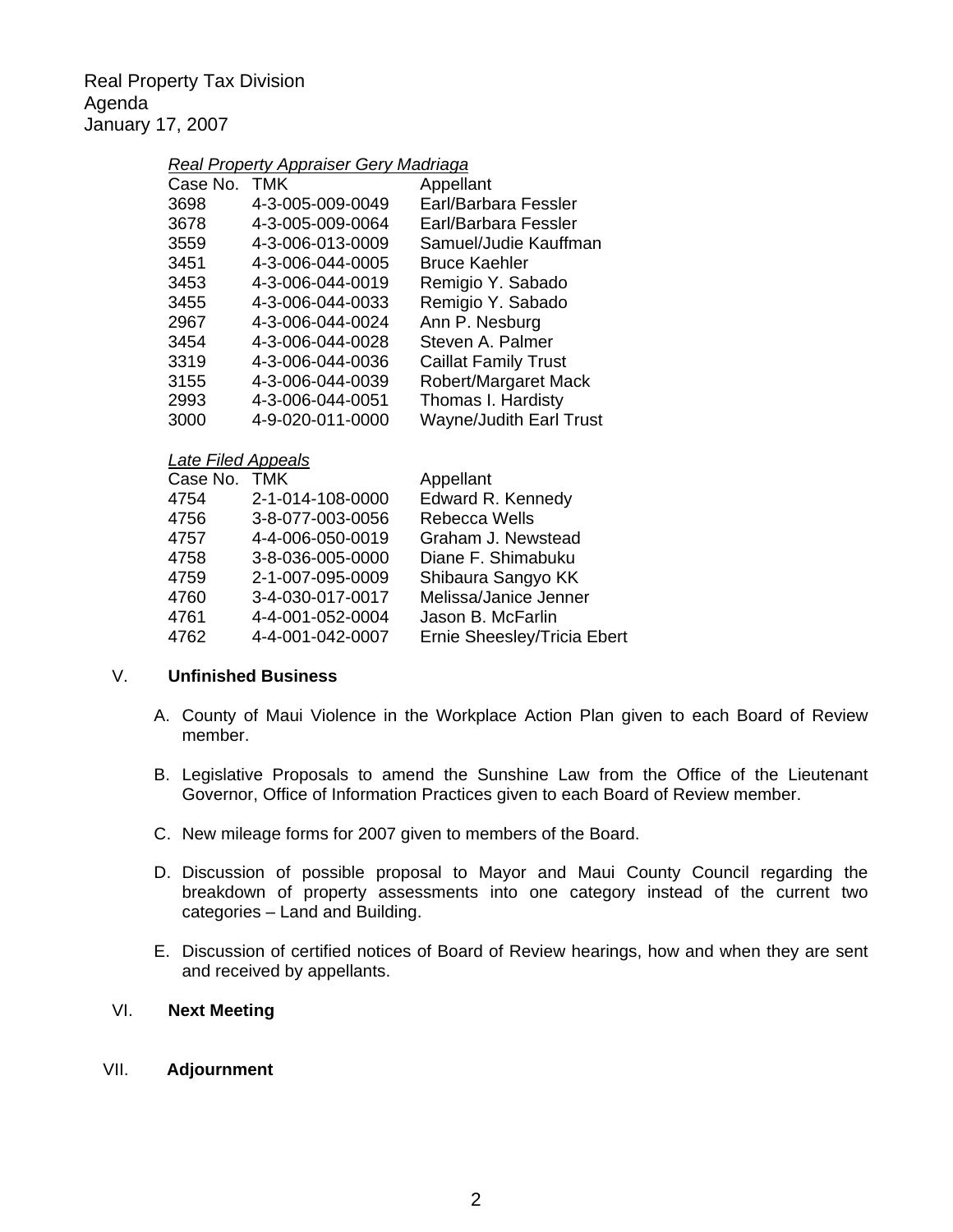Real Property Tax Division
Agenda
January 17, 2007

*Real Property Appraiser Gery Madriaga*

| Case No. | TMK | Appellant |
|---|---|---|
| 3698 | 4-3-005-009-0049 | Earl/Barbara Fessler |
| 3678 | 4-3-005-009-0064 | Earl/Barbara Fessler |
| 3559 | 4-3-006-013-0009 | Samuel/Judie Kauffman |
| 3451 | 4-3-006-044-0005 | Bruce Kaehler |
| 3453 | 4-3-006-044-0019 | Remigio Y. Sabado |
| 3455 | 4-3-006-044-0033 | Remigio Y. Sabado |
| 2967 | 4-3-006-044-0024 | Ann P. Nesburg |
| 3454 | 4-3-006-044-0028 | Steven A. Palmer |
| 3319 | 4-3-006-044-0036 | Caillat Family Trust |
| 3155 | 4-3-006-044-0039 | Robert/Margaret Mack |
| 2993 | 4-3-006-044-0051 | Thomas I. Hardisty |
| 3000 | 4-9-020-011-0000 | Wayne/Judith Earl Trust |

*Late Filed Appeals*

| Case No. | TMK | Appellant |
|---|---|---|
| 4754 | 2-1-014-108-0000 | Edward R. Kennedy |
| 4756 | 3-8-077-003-0056 | Rebecca Wells |
| 4757 | 4-4-006-050-0019 | Graham J. Newstead |
| 4758 | 3-8-036-005-0000 | Diane F. Shimabuku |
| 4759 | 2-1-007-095-0009 | Shibaura Sangyo KK |
| 4760 | 3-4-030-017-0017 | Melissa/Janice Jenner |
| 4761 | 4-4-001-052-0004 | Jason B. McFarlin |
| 4762 | 4-4-001-042-0007 | Ernie Sheesley/Tricia Ebert |

V. **Unfinished Business**

A. County of Maui Violence in the Workplace Action Plan given to each Board of Review member.

B. Legislative Proposals to amend the Sunshine Law from the Office of the Lieutenant Governor, Office of Information Practices given to each Board of Review member.

C. New mileage forms for 2007 given to members of the Board.

D. Discussion of possible proposal to Mayor and Maui County Council regarding the breakdown of property assessments into one category instead of the current two categories – Land and Building.

E. Discussion of certified notices of Board of Review hearings, how and when they are sent and received by appellants.

VI. **Next Meeting**

VII. **Adjournment**